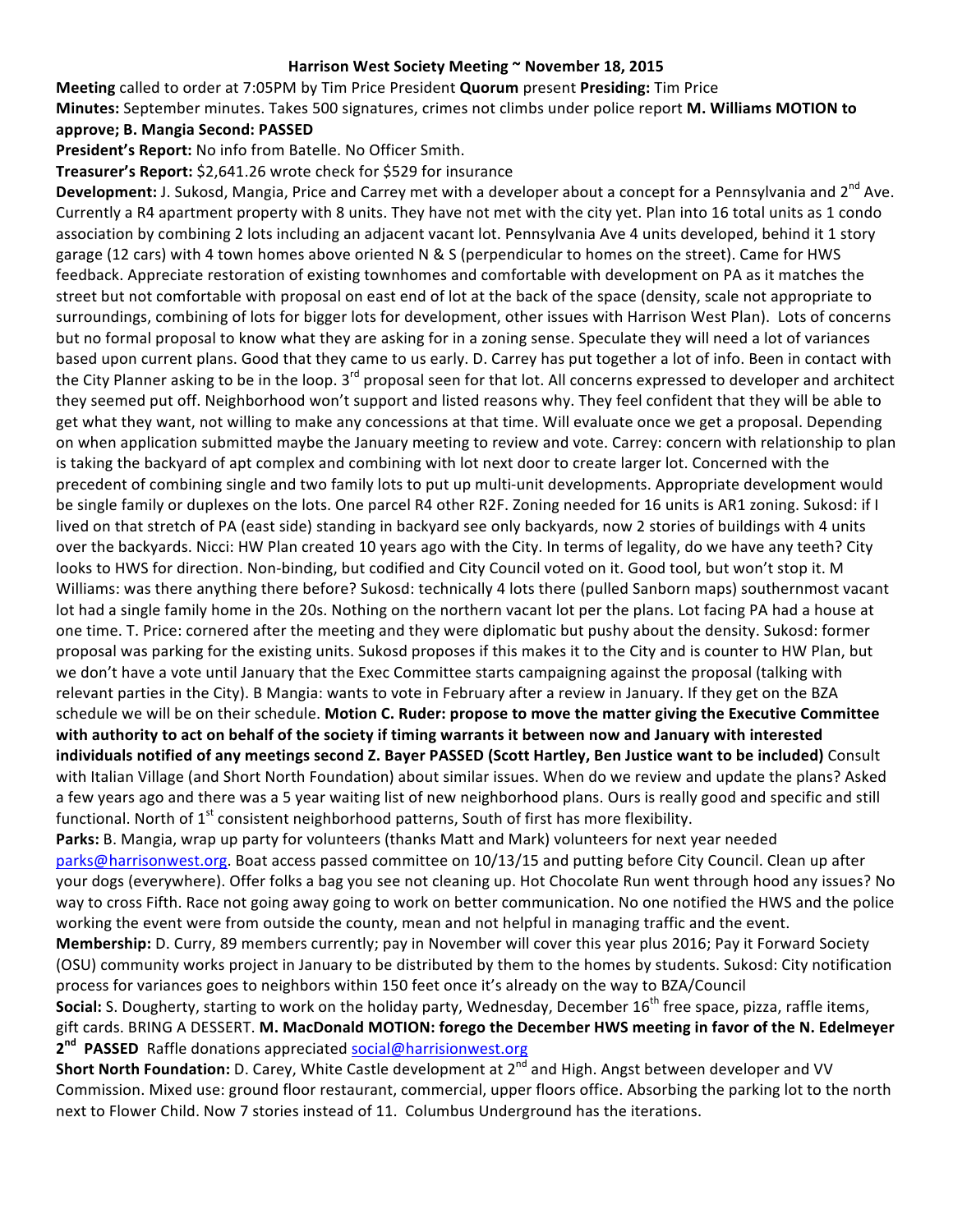**Harrison West Society Meeting ~ November 18, 2015**

**Meeting** called to order at 7:05PM by Tim Price President **Quorum** present **Presiding:** Tim Price

**Minutes:** September minutes. Takes 500 signatures, crimes not climbs under police report **M. Williams MOTION to approve; B. Mangia Second: PASSED**

**President's Report:** No info from Batelle. No Officer Smith.

**Treasurer's Report:** $2,641.26 wrote check for $529 for insurance

**Development:** J. Sukosd, Mangia, Price and Carrey met with a developer about a concept for a Pennsylvania and 2nd Ave. Currently a R4 apartment property with 8 units. They have not met with the city yet. Plan into 16 total units as 1 condo association by combining 2 lots including an adjacent vacant lot. Pennsylvania Ave 4 units developed, behind it 1 story garage (12 cars) with 4 town homes above oriented N & S (perpendicular to homes on the street). Came for HWS feedback. Appreciate restoration of existing townhomes and comfortable with development on PA as it matches the street but not comfortable with proposal on east end of lot at the back of the space (density, scale not appropriate to surroundings, combining of lots for bigger lots for development, other issues with Harrison West Plan). Lots of concerns but no formal proposal to know what they are asking for in a zoning sense. Speculate they will need a lot of variances based upon current plans. Good that they came to us early. D. Carrey has put together a lot of info. Been in contact with the City Planner asking to be in the loop. 3rd proposal seen for that lot. All concerns expressed to developer and architect they seemed put off. Neighborhood won't support and listed reasons why. They feel confident that they will be able to get what they want, not willing to make any concessions at that time. Will evaluate once we get a proposal. Depending on when application submitted maybe the January meeting to review and vote. Carrey: concern with relationship to plan is taking the backyard of apt complex and combining with lot next door to create larger lot. Concerned with the precedent of combining single and two family lots to put up multi-unit developments. Appropriate development would be single family or duplexes on the lots. One parcel R4 other R2F. Zoning needed for 16 units is AR1 zoning. Sukosd: if I lived on that stretch of PA (east side) standing in backyard see only backyards, now 2 stories of buildings with 4 units over the backyards. Nicci: HW Plan created 10 years ago with the City. In terms of legality, do we have any teeth? City looks to HWS for direction. Non-binding, but codified and City Council voted on it. Good tool, but won't stop it. M Williams: was there anything there before? Sukosd: technically 4 lots there (pulled Sanborn maps) southernmost vacant lot had a single family home in the 20s. Nothing on the northern vacant lot per the plans. Lot facing PA had a house at one time. T. Price: cornered after the meeting and they were diplomatic but pushy about the density. Sukosd: former proposal was parking for the existing units. Sukosd proposes if this makes it to the City and is counter to HW Plan, but we don't have a vote until January that the Exec Committee starts campaigning against the proposal (talking with relevant parties in the City). B Mangia: wants to vote in February after a review in January. If they get on the BZA schedule we will be on their schedule. **Motion C. Ruder: propose to move the matter giving the Executive Committee with authority to act on behalf of the society if timing warrants it between now and January with interested individuals notified of any meetings second Z. Bayer PASSED (Scott Hartley, Ben Justice want to be included)** Consult with Italian Village (and Short North Foundation) about similar issues. When do we review and update the plans? Asked a few years ago and there was a 5 year waiting list of new neighborhood plans. Ours is really good and specific and still functional. North of 1st consistent neighborhood patterns, South of first has more flexibility.

**Parks:** B. Mangia, wrap up party for volunteers (thanks Matt and Mark) volunteers for next year needed parks@harrisonwest.org. Boat access passed committee on 10/13/15 and putting before City Council. Clean up after your dogs (everywhere). Offer folks a bag you see not cleaning up. Hot Chocolate Run went through hood any issues? No way to cross Fifth. Race not going away going to work on better communication. No one notified the HWS and the police working the event were from outside the county, mean and not helpful in managing traffic and the event.

**Membership:** D. Curry, 89 members currently; pay in November will cover this year plus 2016; Pay it Forward Society (OSU) community works project in January to be distributed by them to the homes by students. Sukosd: City notification process for variances goes to neighbors within 150 feet once it's already on the way to BZA/Council

**Social:** S. Dougherty, starting to work on the holiday party, Wednesday, December 16th free space, pizza, raffle items, gift cards. BRING A DESSERT. **M. MacDonald MOTION: forego the December HWS meeting in favor of the N. Edelmeyer 2nd PASSED** Raffle donations appreciated social@harrisionwest.org

**Short North Foundation:** D. Carey, White Castle development at 2nd and High. Angst between developer and VV Commission. Mixed use: ground floor restaurant, commercial, upper floors office. Absorbing the parking lot to the north next to Flower Child. Now 7 stories instead of 11. Columbus Underground has the iterations.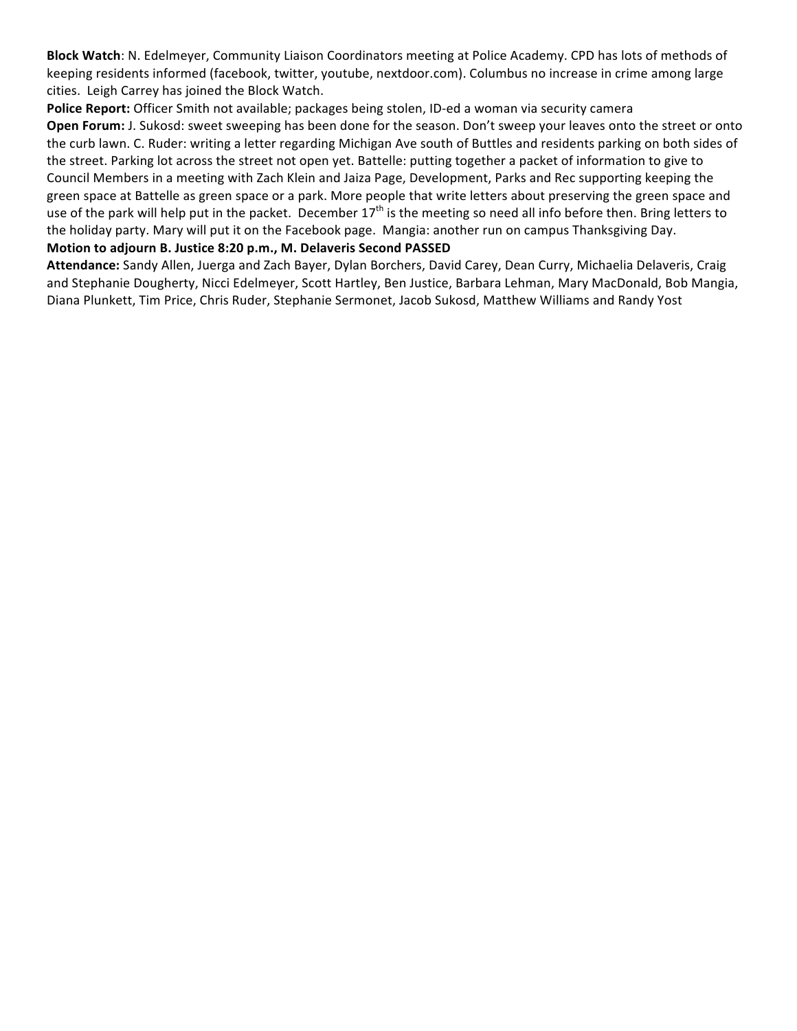**Block Watch**: N. Edelmeyer, Community Liaison Coordinators meeting at Police Academy. CPD has lots of methods of keeping residents informed (facebook, twitter, youtube, nextdoor.com). Columbus no increase in crime among large cities. Leigh Carrey has joined the Block Watch.

**Police Report:** Officer Smith not available; packages being stolen, ID-ed a woman via security camera

**Open Forum:** J. Sukosd: sweet sweeping has been done for the season. Don't sweep your leaves onto the street or onto the curb lawn. C. Ruder: writing a letter regarding Michigan Ave south of Buttles and residents parking on both sides of the street. Parking lot across the street not open yet. Battelle: putting together a packet of information to give to Council Members in a meeting with Zach Klein and Jaiza Page, Development, Parks and Rec supporting keeping the green space at Battelle as green space or a park. More people that write letters about preserving the green space and use of the park will help put in the packet. December 17th is the meeting so need all info before then. Bring letters to the holiday party. Mary will put it on the Facebook page. Mangia: another run on campus Thanksgiving Day.

**Motion to adjourn B. Justice 8:20 p.m., M. Delaveris Second PASSED**

**Attendance:** Sandy Allen, Juerga and Zach Bayer, Dylan Borchers, David Carey, Dean Curry, Michaelia Delaveris, Craig and Stephanie Dougherty, Nicci Edelmeyer, Scott Hartley, Ben Justice, Barbara Lehman, Mary MacDonald, Bob Mangia, Diana Plunkett, Tim Price, Chris Ruder, Stephanie Sermonet, Jacob Sukosd, Matthew Williams and Randy Yost